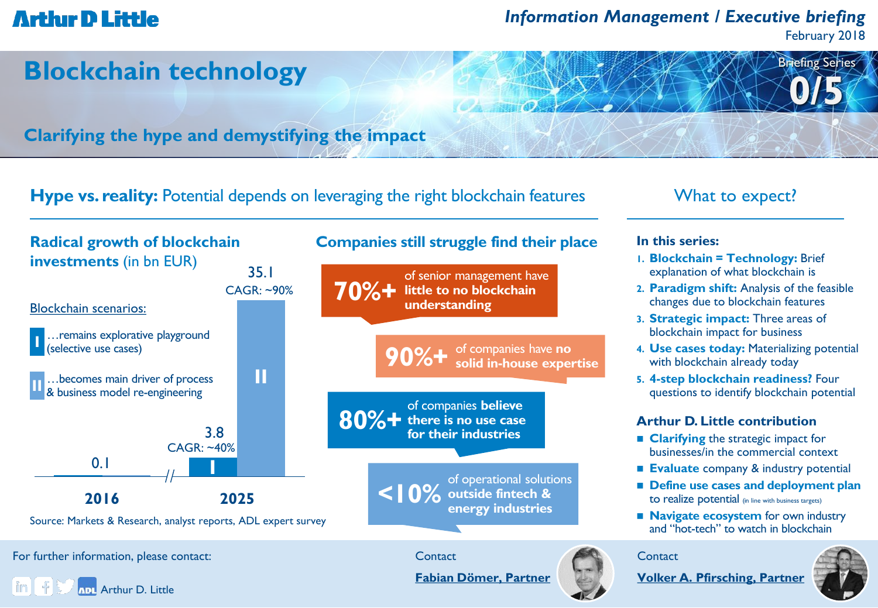# Blockchain technology

## Clarifying the hype and demystifying the impact

Information Management / Executive briefing
February 2018

Briefing Series 0/5

## **Hype vs. reality:** Potential depends on leveraging the right blockchain features

### Radical growth of blockchain investments (in bn EUR)

Blockchain scenarios:

- **I** …remains explorative playground (selective use cases)
- **II** …becomes main driver of process & business model re-engineering

| Year | Value | CAGR |
|---|---|---|
| 2016 | 0.1 | |
| 2025 (I) | 3.8 | CAGR: ~40% |
| 2025 (II) | 35.1 | CAGR: ~90% |

Source: Markets & Research, analyst reports, ADL expert survey

### Companies still struggle find their place

- **70%+** of senior management have **little to no blockchain understanding**
- **90%+** of companies have **no solid in-house expertise**
- **80%+** of companies **believe there is no use case for their industries**
- **<10%** of operational solutions **outside fintech & energy industries**

## What to expect?

**In this series:**

1. **Blockchain = Technology:** Brief explanation of what blockchain is
2. **Paradigm shift:** Analysis of the feasible changes due to blockchain features
3. **Strategic impact:** Three areas of blockchain impact for business
4. **Use cases today:** Materializing potential with blockchain already today
5. **4-step blockchain readiness?** Four questions to identify blockchain potential

**Arthur D. Little contribution**

- **Clarifying** the strategic impact for businesses/in the commercial context
- **Evaluate** company & industry potential
- **Define use cases and deployment plan** to realize potential (in line with business targets)
- **Navigate ecosystem** for own industry and "hot-tech" to watch in blockchain

For further information, please contact:

Arthur D. Little

Contact
**Fabian Dömer, Partner**

Contact
**Volker A. Pfirsching, Partner**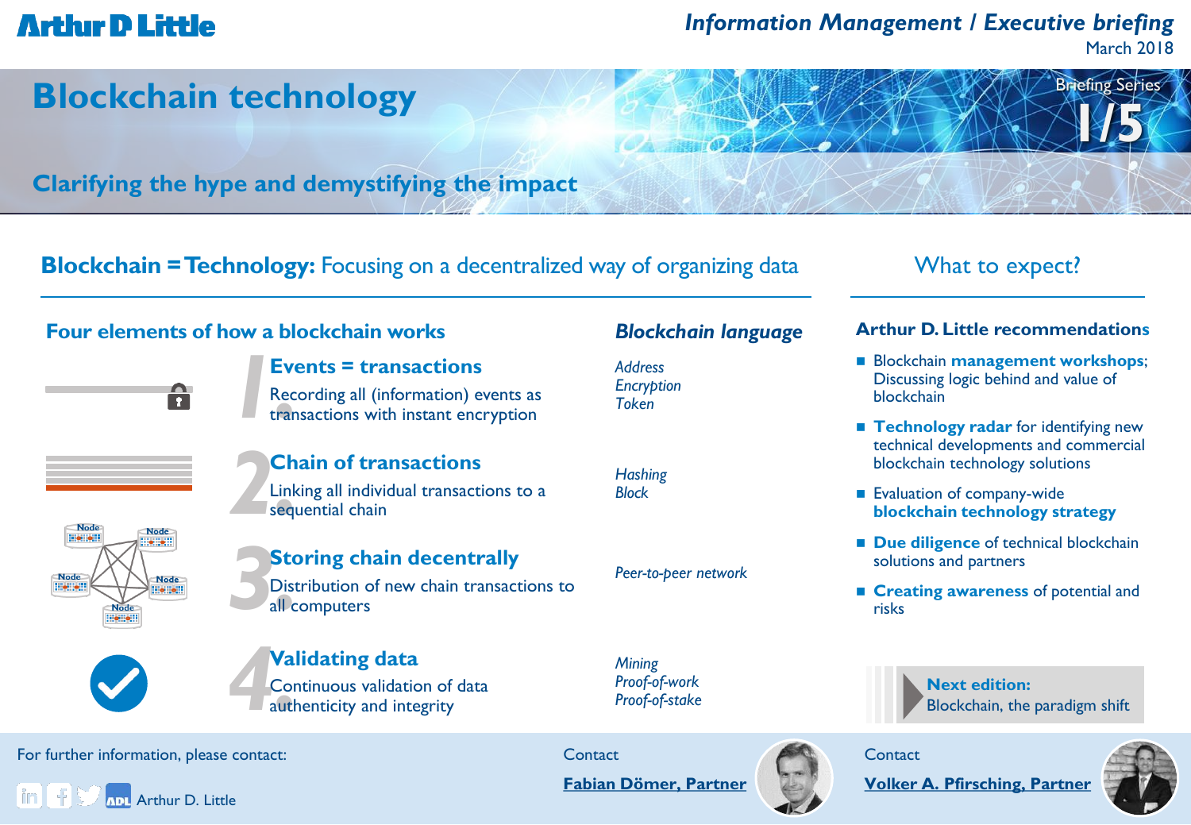Information Management / Executive briefing
March 2018

# Blockchain technology

## Clarifying the hype and demystifying the impact

Briefing Series 1/5

## Blockchain = Technology: Focusing on a decentralized way of organizing data

### Four elements of how a blockchain works

**1. Events = transactions**
Recording all (information) events as transactions with instant encryption

*Blockchain language:* *Address, Encryption, Token*

**2. Chain of transactions**
Linking all individual transactions to a sequential chain

*Blockchain language:* *Hashing, Block*

**3. Storing chain decentrally**
Distribution of new chain transactions to all computers

*Blockchain language:* *Peer-to-peer network*

**4. Validating data**
Continuous validation of data authenticity and integrity

*Blockchain language:* *Mining, Proof-of-work, Proof-of-stake*

## What to expect?

### Arthur D. Little recommendations

- Blockchain **management workshops**; Discussing logic behind and value of blockchain
- **Technology radar** for identifying new technical developments and commercial blockchain technology solutions
- Evaluation of company-wide **blockchain technology strategy**
- **Due diligence** of technical blockchain solutions and partners
- **Creating awareness** of potential and risks

**Next edition:**
Blockchain, the paradigm shift

For further information, please contact:

Arthur D. Little

Contact
**Fabian Dömer, Partner**

Contact
**Volker A. Pfirsching, Partner**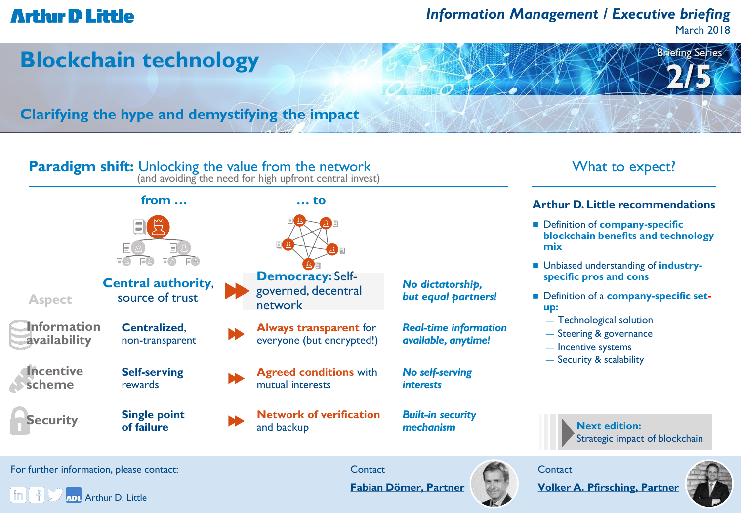# Blockchain technology

## Clarifying the hype and demystifying the impact

## Paradigm shift: Unlocking the value from the network
(and avoiding the need for high upfront central invest)

| Aspect | from … | … to | |
|---|---|---|---|
| | **Central authority**, source of trust | **Democracy:** Self-governed, decentral network | ***No dictatorship, but equal partners!*** |
| Information availability | **Centralized**, non-transparent | **Always transparent** for everyone (but encrypted!) | ***Real-time information available, anytime!*** |
| Incentive scheme | **Self-serving** rewards | **Agreed conditions** with mutual interests | ***No self-serving interests*** |
| Security | **Single point of failure** | **Network of verification** and backup | ***Built-in security mechanism*** |

## What to expect?

### Arthur D. Little recommendations

- Definition of **company-specific blockchain benefits and technology mix**
- Unbiased understanding of **industry-specific pros and cons**
- Definition of a **company-specific set-up:**
  - Technological solution
  - Steering & governance
  - Incentive systems
  - Security & scalability

**Next edition:** Strategic impact of blockchain

For further information, please contact:

Arthur D. Little

Contact
**Fabian Dömer, Partner**

Contact
**Volker A. Pfirsching, Partner**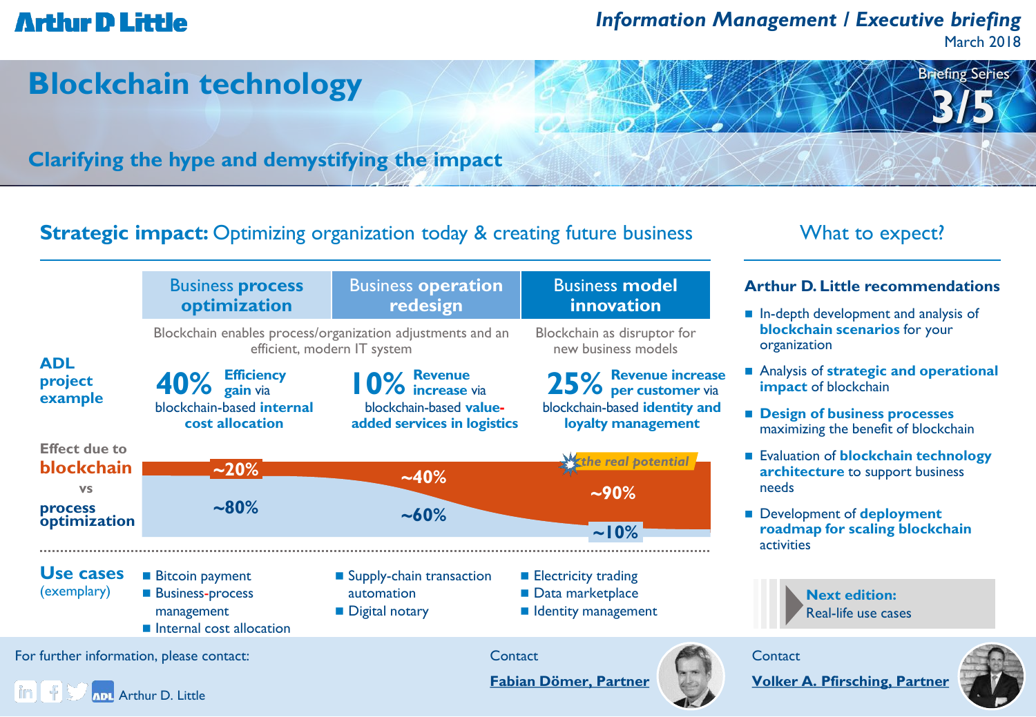# Blockchain technology

## Clarifying the hype and demystifying the impact

Briefing Series 3/5

## Strategic impact: Optimizing organization today & creating future business

| | Business process optimization | Business operation redesign | Business model innovation |
|---|---|---|---|
| | Blockchain enables process/organization adjustments and an efficient, modern IT system | | Blockchain as disruptor for new business models |
| **ADL project example** | **40%** Efficiency gain via blockchain-based **internal cost allocation** | **10%** Revenue increase via blockchain-based **value-added services in logistics** | **25%** Revenue increase per customer via blockchain-based **identity and loyalty management** |
| **Effect due to blockchain vs process optimization** | ~20% / ~80% | ~40% / ~60% | ~90% / ~10% *(the real potential)* |
| **Use cases** (exemplary) | Bitcoin payment; Business-process management; Internal cost allocation | Supply-chain transaction automation; Digital notary | Electricity trading; Data marketplace; Identity management |

## What to expect?

### Arthur D. Little recommendations

- In-depth development and analysis of **blockchain scenarios** for your organization
- Analysis of **strategic and operational impact** of blockchain
- **Design of business processes** maximizing the benefit of blockchain
- Evaluation of **blockchain technology architecture** to support business needs
- Development of **deployment roadmap for scaling blockchain** activities

**Next edition:** Real-life use cases

For further information, please contact:

Contact **Fabian Dömer, Partner**

Contact **Volker A. Pfirsching, Partner**

Arthur D. Little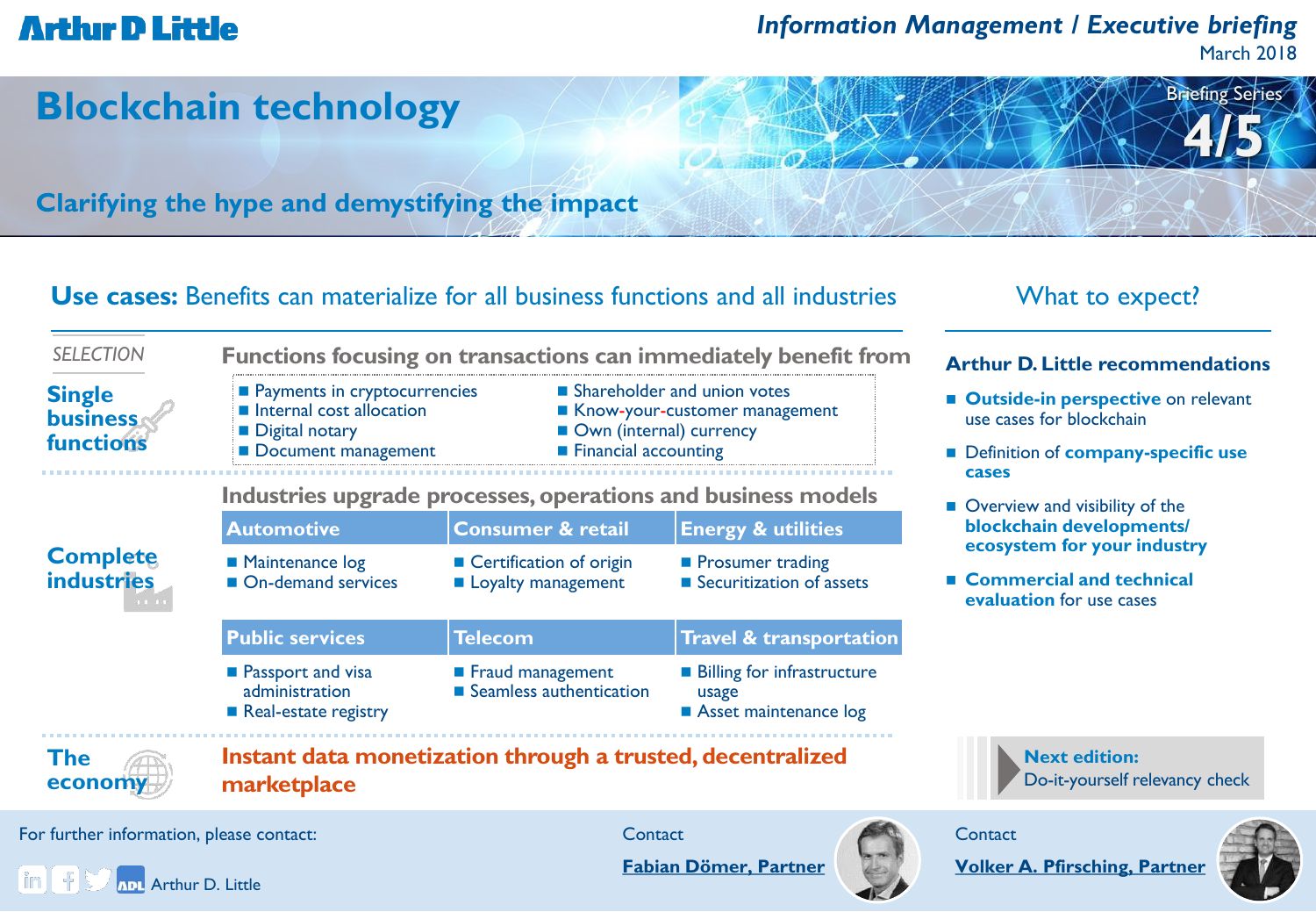# Blockchain technology

## Clarifying the hype and demystifying the impact

Information Management / Executive briefing
March 2018

Briefing Series 4/5

## Use cases: Benefits can materialize for all business functions and all industries

SELECTION

### Single business functions

**Functions focusing on transactions can immediately benefit from**

- Payments in cryptocurrencies
- Internal cost allocation
- Digital notary
- Document management
- Shareholder and union votes
- Know-your-customer management
- Own (internal) currency
- Financial accounting

### Complete industries

**Industries upgrade processes, operations and business models**

| Automotive | Consumer & retail | Energy & utilities |
| --- | --- | --- |
| Maintenance log<br>On-demand services | Certification of origin<br>Loyalty management | Prosumer trading<br>Securitization of assets |

| Public services | Telecom | Travel & transportation |
| --- | --- | --- |
| Passport and visa administration<br>Real-estate registry | Fraud management<br>Seamless authentication | Billing for infrastructure usage<br>Asset maintenance log |

### The economy

**Instant data monetization through a trusted, decentralized marketplace**

## What to expect?

### Arthur D. Little recommendations

- **Outside-in perspective** on relevant use cases for blockchain
- Definition of **company-specific use cases**
- Overview and visibility of the **blockchain developments/ ecosystem for your industry**
- **Commercial and technical evaluation** for use cases

**Next edition:**
Do-it-yourself relevancy check

For further information, please contact:

Arthur D. Little

Contact
**Fabian Dömer, Partner**

Contact
**Volker A. Pfirsching, Partner**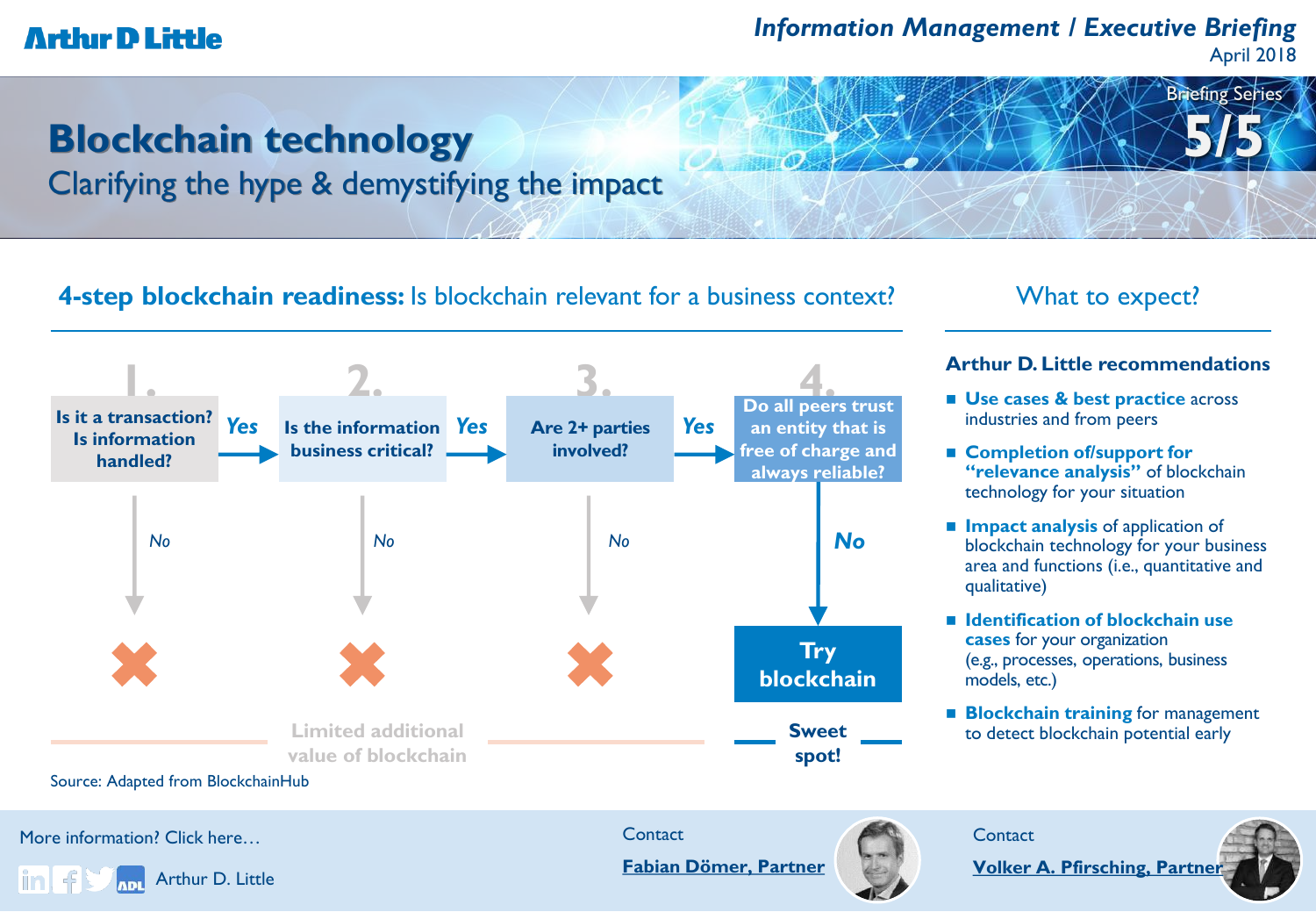# Blockchain technology

## Clarifying the hype & demystifying the impact

Briefing Series 5/5

### **4-step blockchain readiness:** Is blockchain relevant for a business context?

1. Is it a transaction? Is information handled?
2. Is the information business critical?
3. Are 2+ parties involved?
4. Do all peers trust an entity that is free of charge and always reliable?

Yes → Yes → Yes →

No → ✖ (steps 1–3)

No → **Try blockchain** (step 4)

Limited additional value of blockchain

**Sweet spot!**

Source: Adapted from BlockchainHub

### What to expect?

**Arthur D. Little recommendations**

- **Use cases & best practice** across industries and from peers
- **Completion of/support for "relevance analysis"** of blockchain technology for your situation
- **Impact analysis** of application of blockchain technology for your business area and functions (i.e., quantitative and qualitative)
- **Identification of blockchain use cases** for your organization (e.g., processes, operations, business models, etc.)
- **Blockchain training** for management to detect blockchain potential early

More information? Click here…

Arthur D. Little

Contact
Fabian Dömer, Partner

Contact
Volker A. Pfirsching, Partner